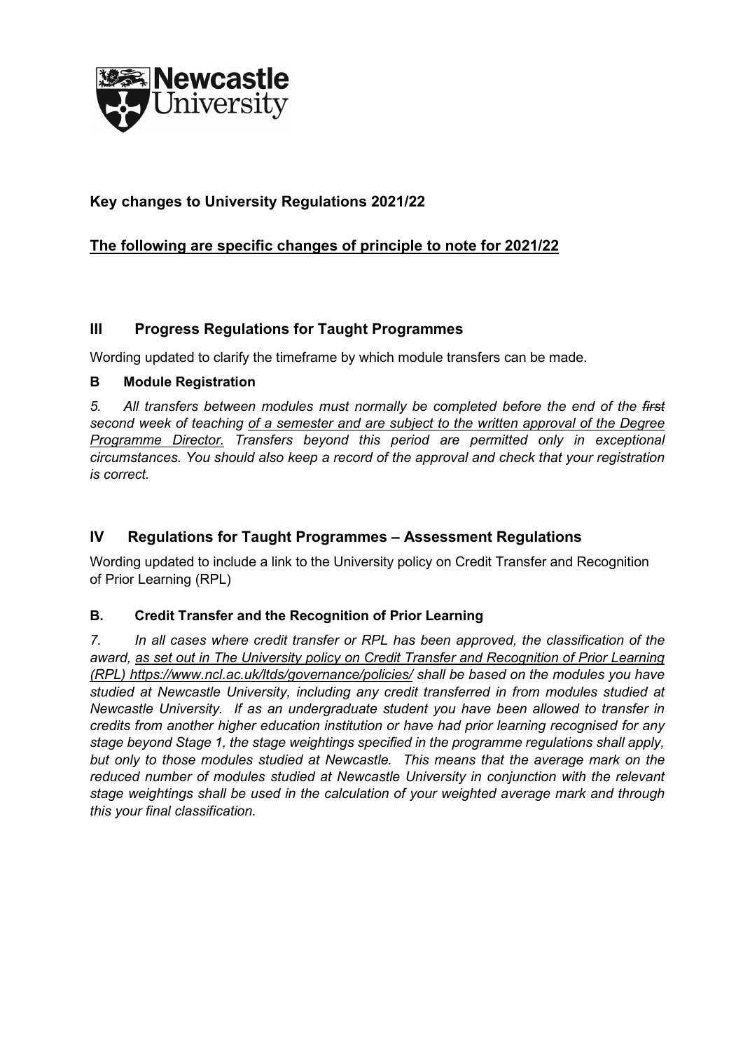# Key changes to University Regulations 2021/22

## <u>The following are specific changes of principle to note for 2021/22</u>

## III Progress Regulations for Taught Programmes

Wording updated to clarify the timeframe by which module transfers can be made.

### B Module Registration

*5. All transfers between modules must normally be completed before the end of the ~~first~~ second week of teaching <u>of a semester and are subject to the written approval of the Degree Programme Director.</u> Transfers beyond this period are permitted only in exceptional circumstances. You should also keep a record of the approval and check that your registration is correct.*

## IV Regulations for Taught Programmes – Assessment Regulations

Wording updated to include a link to the University policy on Credit Transfer and Recognition of Prior Learning (RPL)

### B. Credit Transfer and the Recognition of Prior Learning

*7. In all cases where credit transfer or RPL has been approved, the classification of the award, <u>as set out in The University policy on Credit Transfer and Recognition of Prior Learning (RPL) https://www.ncl.ac.uk/ltds/governance/policies/</u> shall be based on the modules you have studied at Newcastle University, including any credit transferred in from modules studied at Newcastle University. If as an undergraduate student you have been allowed to transfer in credits from another higher education institution or have had prior learning recognised for any stage beyond Stage 1, the stage weightings specified in the programme regulations shall apply, but only to those modules studied at Newcastle. This means that the average mark on the reduced number of modules studied at Newcastle University in conjunction with the relevant stage weightings shall be used in the calculation of your weighted average mark and through this your final classification.*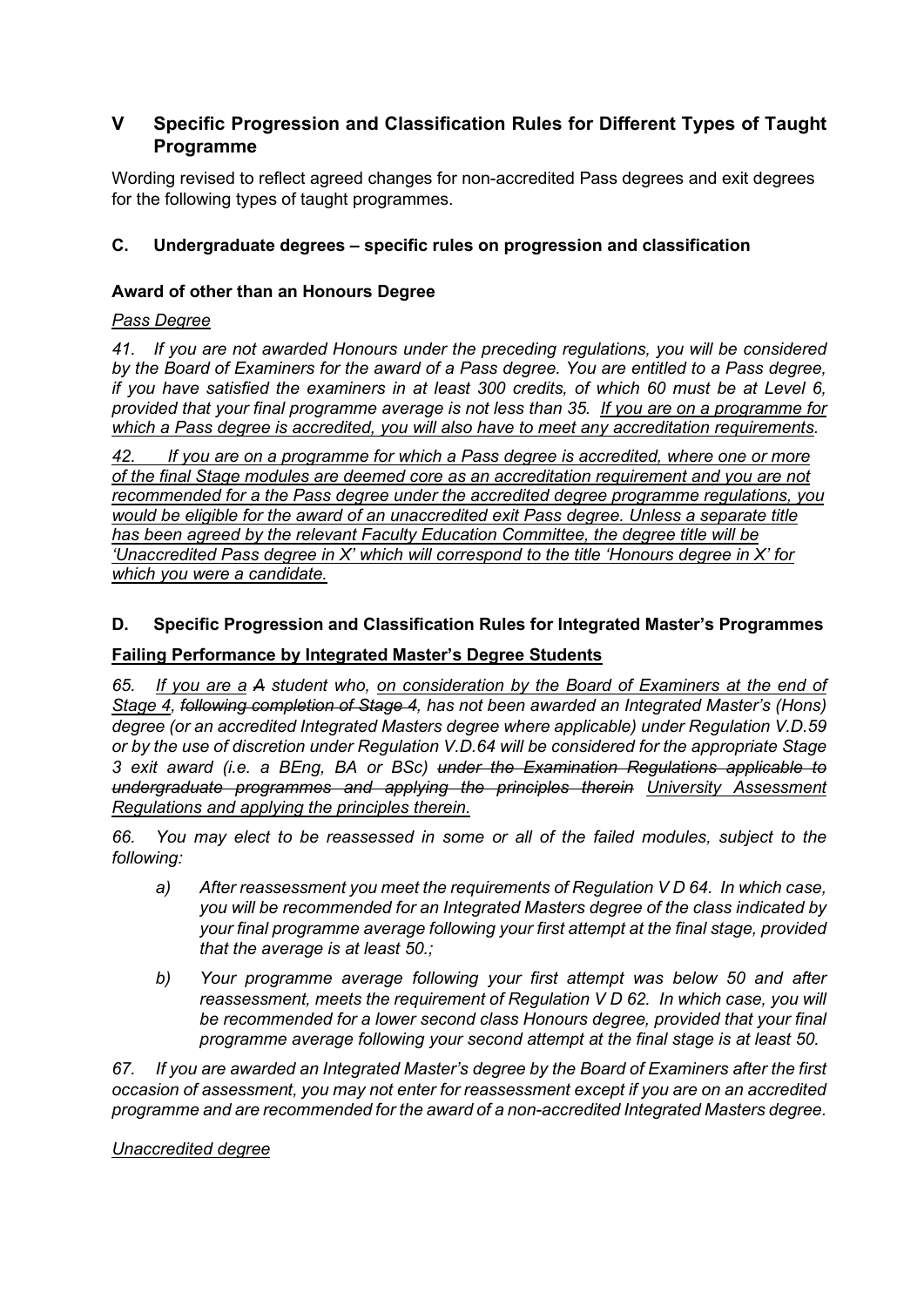## V Specific Progression and Classification Rules for Different Types of Taught Programme

Wording revised to reflect agreed changes for non-accredited Pass degrees and exit degrees for the following types of taught programmes.

### C. Undergraduate degrees – specific rules on progression and classification

#### Award of other than an Honours Degree

*Pass Degree*

*41. If you are not awarded Honours under the preceding regulations, you will be considered by the Board of Examiners for the award of a Pass degree. You are entitled to a Pass degree, if you have satisfied the examiners in at least 300 credits, of which 60 must be at Level 6, provided that your final programme average is not less than 35. <u>If you are on a programme for which a Pass degree is accredited, you will also have to meet any accreditation requirements</u>.*

*<u>42. If you are on a programme for which a Pass degree is accredited, where one or more of the final Stage modules are deemed core as an accreditation requirement and you are not recommended for a the Pass degree under the accredited degree programme regulations, you would be eligible for the award of an unaccredited exit Pass degree. Unless a separate title has been agreed by the relevant Faculty Education Committee, the degree title will be 'Unaccredited Pass degree in X' which will correspond to the title 'Honours degree in X' for which you were a candidate.</u>*

### D. Specific Progression and Classification Rules for Integrated Master's Programmes

#### <u>Failing Performance by Integrated Master's Degree Students</u>

*65. <u>If you are a</u> ~~A~~ student who, <u>on consideration by the Board of Examiners at the end of Stage 4</u>, ~~following completion of Stage 4~~, has not been awarded an Integrated Master's (Hons) degree (or an accredited Integrated Masters degree where applicable) under Regulation V.D.59 or by the use of discretion under Regulation V.D.64 will be considered for the appropriate Stage 3 exit award (i.e. a BEng, BA or BSc) ~~under the Examination Regulations applicable to undergraduate programmes and applying the principles therein~~ <u>University Assessment Regulations and applying the principles therein</u>.*

*66. You may elect to be reassessed in some or all of the failed modules, subject to the following:*

- *a) After reassessment you meet the requirements of Regulation V D 64. In which case, you will be recommended for an Integrated Masters degree of the class indicated by your final programme average following your first attempt at the final stage, provided that the average is at least 50.;*
- *b) Your programme average following your first attempt was below 50 and after reassessment, meets the requirement of Regulation V D 62. In which case, you will be recommended for a lower second class Honours degree, provided that your final programme average following your second attempt at the final stage is at least 50.*

*67. If you are awarded an Integrated Master's degree by the Board of Examiners after the first occasion of assessment, you may not enter for reassessment except if you are on an accredited programme and are recommended for the award of a non-accredited Integrated Masters degree.*

*<u>Unaccredited degree</u>*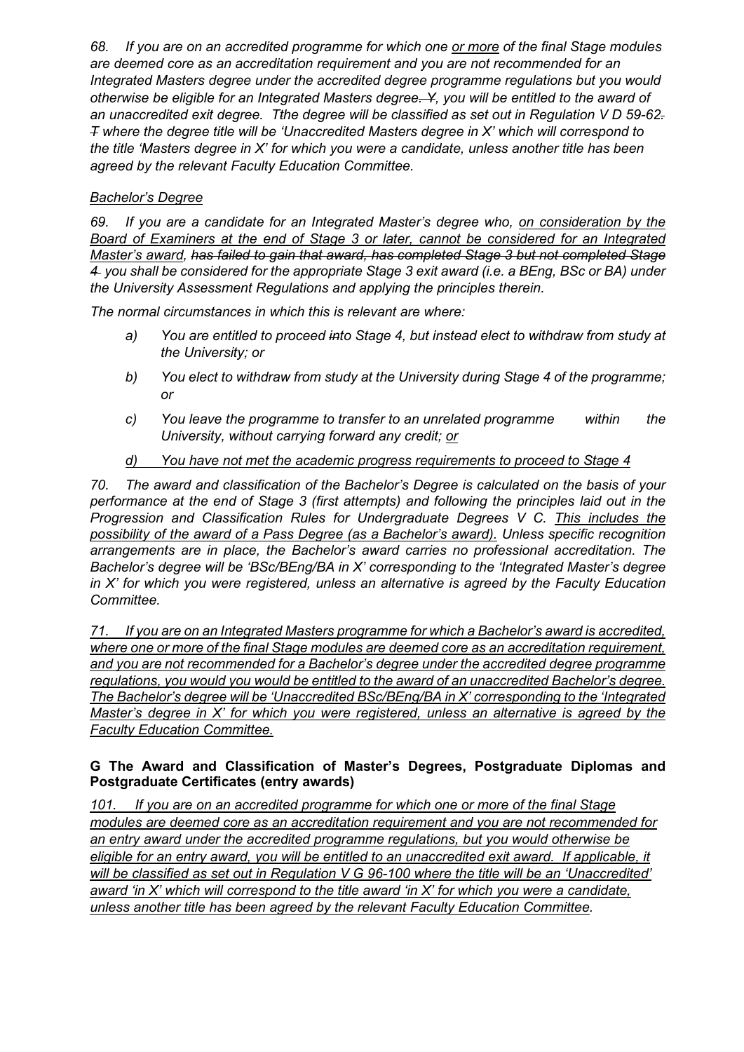*68. If you are on an accredited programme for which one or more of the final Stage modules are deemed core as an accreditation requirement and you are not recommended for an Integrated Masters degree under the accredited degree programme regulations but you would otherwise be eligible for an Integrated Masters degree. Y, you will be entitled to the award of an unaccredited exit degree. Tthe degree will be classified as set out in Regulation V D 59-62. T where the degree title will be 'Unaccredited Masters degree in X' which will correspond to the title 'Masters degree in X' for which you were a candidate, unless another title has been agreed by the relevant Faculty Education Committee.*

*Bachelor's Degree*

*69. If you are a candidate for an Integrated Master's degree who, on consideration by the Board of Examiners at the end of Stage 3 or later, cannot be considered for an Integrated Master's award, **has failed to gain that award, has completed Stage 3 but not completed Stage 4** you shall be considered for the appropriate Stage 3 exit award (i.e. a BEng, BSc or BA) under the University Assessment Regulations and applying the principles therein.*

*The normal circumstances in which this is relevant are where:*

- *a) You are entitled to proceed into Stage 4, but instead elect to withdraw from study at the University; or*
- *b) You elect to withdraw from study at the University during Stage 4 of the programme; or*
- *c) You leave the programme to transfer to an unrelated programme within the University, without carrying forward any credit; or*
- *d) You have not met the academic progress requirements to proceed to Stage 4*

*70. The award and classification of the Bachelor's Degree is calculated on the basis of your performance at the end of Stage 3 (first attempts) and following the principles laid out in the Progression and Classification Rules for Undergraduate Degrees V C. This includes the possibility of the award of a Pass Degree (as a Bachelor's award). Unless specific recognition arrangements are in place, the Bachelor's award carries no professional accreditation. The Bachelor's degree will be 'BSc/BEng/BA in X' corresponding to the 'Integrated Master's degree in X' for which you were registered, unless an alternative is agreed by the Faculty Education Committee.*

*71. If you are on an Integrated Masters programme for which a Bachelor's award is accredited, where one or more of the final Stage modules are deemed core as an accreditation requirement, and you are not recommended for a Bachelor's degree under the accredited degree programme regulations, you would you would be entitled to the award of an unaccredited Bachelor's degree. The Bachelor's degree will be 'Unaccredited BSc/BEng/BA in X' corresponding to the 'Integrated Master's degree in X' for which you were registered, unless an alternative is agreed by the Faculty Education Committee.*

**G The Award and Classification of Master's Degrees, Postgraduate Diplomas and Postgraduate Certificates (entry awards)**

*101. If you are on an accredited programme for which one or more of the final Stage modules are deemed core as an accreditation requirement and you are not recommended for an entry award under the accredited programme regulations, but you would otherwise be eligible for an entry award, you will be entitled to an unaccredited exit award. If applicable, it will be classified as set out in Regulation V G 96-100 where the title will be an 'Unaccredited' award 'in X' which will correspond to the title award 'in X' for which you were a candidate, unless another title has been agreed by the relevant Faculty Education Committee.*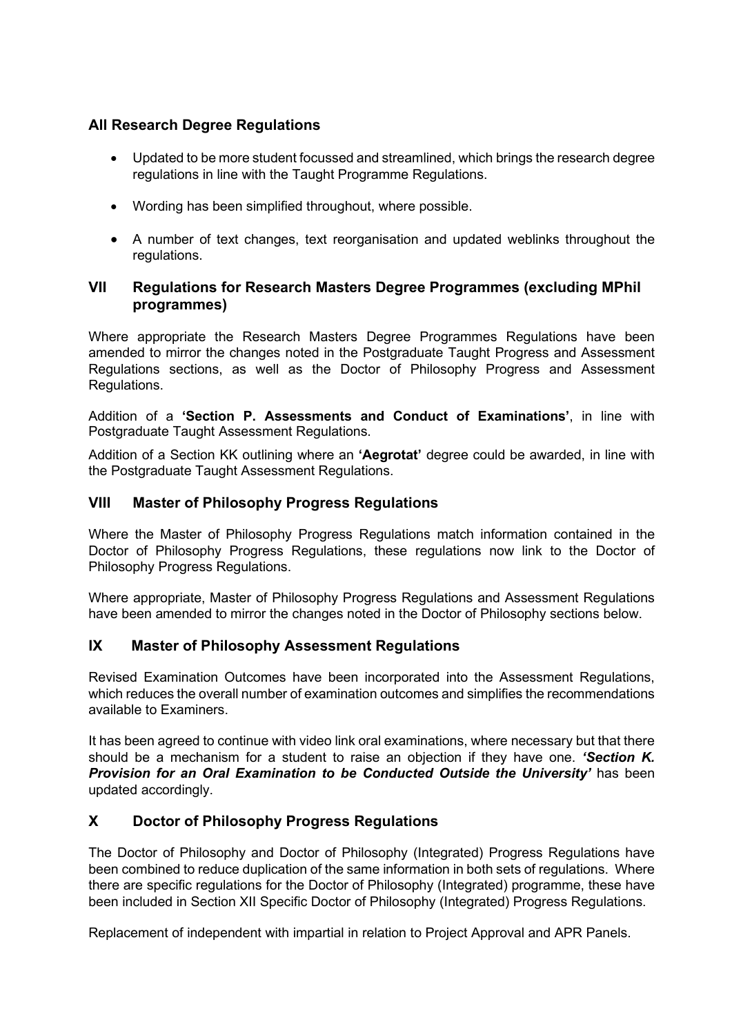## All Research Degree Regulations

- Updated to be more student focussed and streamlined, which brings the research degree regulations in line with the Taught Programme Regulations.
- Wording has been simplified throughout, where possible.
- A number of text changes, text reorganisation and updated weblinks throughout the regulations.

## VII Regulations for Research Masters Degree Programmes (excluding MPhil programmes)

Where appropriate the Research Masters Degree Programmes Regulations have been amended to mirror the changes noted in the Postgraduate Taught Progress and Assessment Regulations sections, as well as the Doctor of Philosophy Progress and Assessment Regulations.

Addition of a **'Section P. Assessments and Conduct of Examinations'**, in line with Postgraduate Taught Assessment Regulations.

Addition of a Section KK outlining where an **'Aegrotat'** degree could be awarded, in line with the Postgraduate Taught Assessment Regulations.

## VIII Master of Philosophy Progress Regulations

Where the Master of Philosophy Progress Regulations match information contained in the Doctor of Philosophy Progress Regulations, these regulations now link to the Doctor of Philosophy Progress Regulations.

Where appropriate, Master of Philosophy Progress Regulations and Assessment Regulations have been amended to mirror the changes noted in the Doctor of Philosophy sections below.

## IX Master of Philosophy Assessment Regulations

Revised Examination Outcomes have been incorporated into the Assessment Regulations, which reduces the overall number of examination outcomes and simplifies the recommendations available to Examiners.

It has been agreed to continue with video link oral examinations, where necessary but that there should be a mechanism for a student to raise an objection if they have one. ***'Section K. Provision for an Oral Examination to be Conducted Outside the University'*** has been updated accordingly.

## X Doctor of Philosophy Progress Regulations

The Doctor of Philosophy and Doctor of Philosophy (Integrated) Progress Regulations have been combined to reduce duplication of the same information in both sets of regulations. Where there are specific regulations for the Doctor of Philosophy (Integrated) programme, these have been included in Section XII Specific Doctor of Philosophy (Integrated) Progress Regulations.

Replacement of independent with impartial in relation to Project Approval and APR Panels.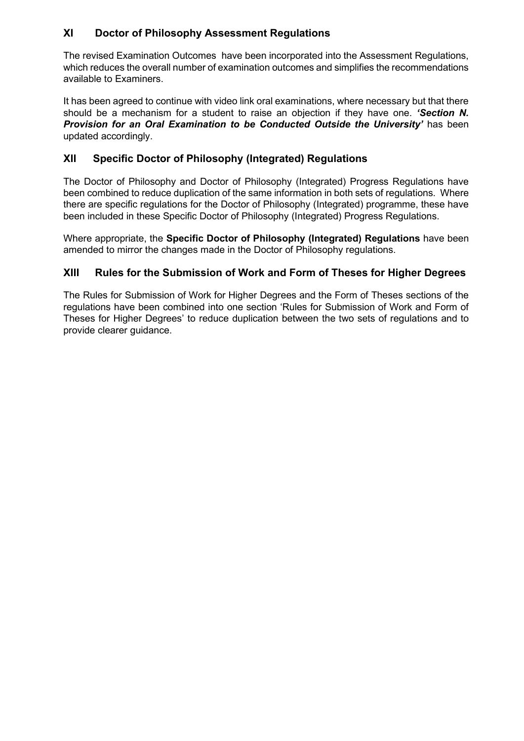## XI Doctor of Philosophy Assessment Regulations

The revised Examination Outcomes have been incorporated into the Assessment Regulations, which reduces the overall number of examination outcomes and simplifies the recommendations available to Examiners.

It has been agreed to continue with video link oral examinations, where necessary but that there should be a mechanism for a student to raise an objection if they have one. ***'Section N. Provision for an Oral Examination to be Conducted Outside the University'*** has been updated accordingly.

## XII Specific Doctor of Philosophy (Integrated) Regulations

The Doctor of Philosophy and Doctor of Philosophy (Integrated) Progress Regulations have been combined to reduce duplication of the same information in both sets of regulations. Where there are specific regulations for the Doctor of Philosophy (Integrated) programme, these have been included in these Specific Doctor of Philosophy (Integrated) Progress Regulations.

Where appropriate, the **Specific Doctor of Philosophy (Integrated) Regulations** have been amended to mirror the changes made in the Doctor of Philosophy regulations.

## XIII Rules for the Submission of Work and Form of Theses for Higher Degrees

The Rules for Submission of Work for Higher Degrees and the Form of Theses sections of the regulations have been combined into one section 'Rules for Submission of Work and Form of Theses for Higher Degrees' to reduce duplication between the two sets of regulations and to provide clearer guidance.